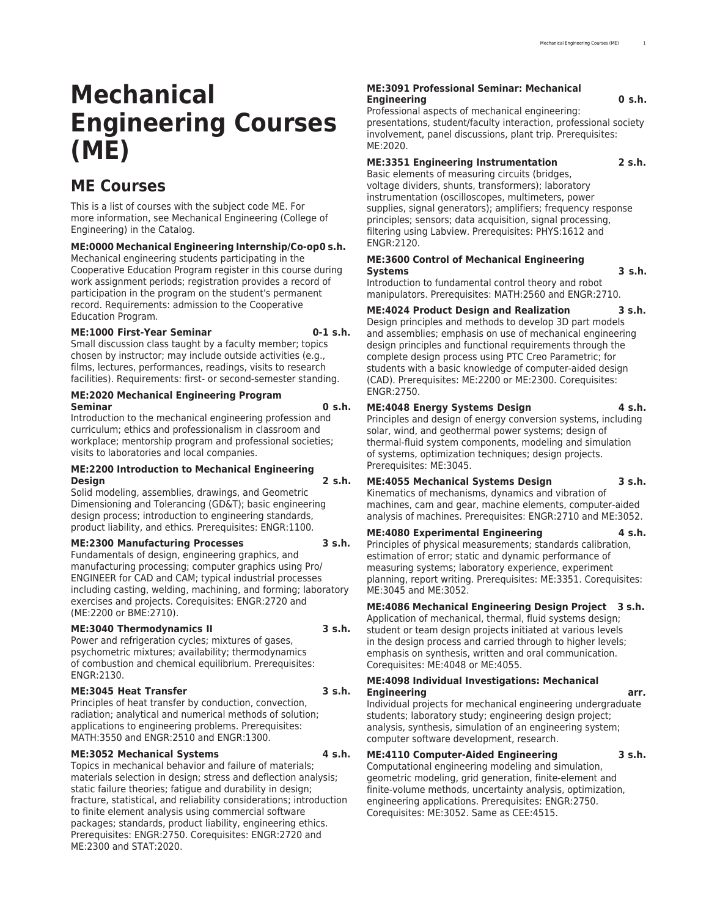# Mechanical Engineering Courses (ME)

## ME Courses

This is a list of courses with the subject code ME. For more information, see Mechanical Engineering (College of Engineering) in the Catalog.

**ME:0000 Mechanical Engineering Internship/Co-op 0 s.h.**
Mechanical engineering students participating in the Cooperative Education Program register in this course during work assignment periods; registration provides a record of participation in the program on the student's permanent record. Requirements: admission to the Cooperative Education Program.

**ME:1000 First-Year Seminar 0-1 s.h.**
Small discussion class taught by a faculty member; topics chosen by instructor; may include outside activities (e.g., films, lectures, performances, readings, visits to research facilities). Requirements: first- or second-semester standing.

**ME:2020 Mechanical Engineering Program Seminar 0 s.h.**
Introduction to the mechanical engineering profession and curriculum; ethics and professionalism in classroom and workplace; mentorship program and professional societies; visits to laboratories and local companies.

**ME:2200 Introduction to Mechanical Engineering Design 2 s.h.**
Solid modeling, assemblies, drawings, and Geometric Dimensioning and Tolerancing (GD&T); basic engineering design process; introduction to engineering standards, product liability, and ethics. Prerequisites: ENGR:1100.

**ME:2300 Manufacturing Processes 3 s.h.**
Fundamentals of design, engineering graphics, and manufacturing processing; computer graphics using Pro/ENGINEER for CAD and CAM; typical industrial processes including casting, welding, machining, and forming; laboratory exercises and projects. Corequisites: ENGR:2720 and (ME:2200 or BME:2710).

**ME:3040 Thermodynamics II 3 s.h.**
Power and refrigeration cycles; mixtures of gases, psychometric mixtures; availability; thermodynamics of combustion and chemical equilibrium. Prerequisites: ENGR:2130.

**ME:3045 Heat Transfer 3 s.h.**
Principles of heat transfer by conduction, convection, radiation; analytical and numerical methods of solution; applications to engineering problems. Prerequisites: MATH:3550 and ENGR:2510 and ENGR:1300.

**ME:3052 Mechanical Systems 4 s.h.**
Topics in mechanical behavior and failure of materials; materials selection in design; stress and deflection analysis; static failure theories; fatigue and durability in design; fracture, statistical, and reliability considerations; introduction to finite element analysis using commercial software packages; standards, product liability, engineering ethics. Prerequisites: ENGR:2750. Corequisites: ENGR:2720 and ME:2300 and STAT:2020.

**ME:3091 Professional Seminar: Mechanical Engineering 0 s.h.**
Professional aspects of mechanical engineering: presentations, student/faculty interaction, professional society involvement, panel discussions, plant trip. Prerequisites: ME:2020.

**ME:3351 Engineering Instrumentation 2 s.h.**
Basic elements of measuring circuits (bridges, voltage dividers, shunts, transformers); laboratory instrumentation (oscilloscopes, multimeters, power supplies, signal generators); amplifiers; frequency response principles; sensors; data acquisition, signal processing, filtering using Labview. Prerequisites: PHYS:1612 and ENGR:2120.

**ME:3600 Control of Mechanical Engineering Systems 3 s.h.**
Introduction to fundamental control theory and robot manipulators. Prerequisites: MATH:2560 and ENGR:2710.

**ME:4024 Product Design and Realization 3 s.h.**
Design principles and methods to develop 3D part models and assemblies; emphasis on use of mechanical engineering design principles and functional requirements through the complete design process using PTC Creo Parametric; for students with a basic knowledge of computer-aided design (CAD). Prerequisites: ME:2200 or ME:2300. Corequisites: ENGR:2750.

**ME:4048 Energy Systems Design 4 s.h.**
Principles and design of energy conversion systems, including solar, wind, and geothermal power systems; design of thermal-fluid system components, modeling and simulation of systems, optimization techniques; design projects. Prerequisites: ME:3045.

**ME:4055 Mechanical Systems Design 3 s.h.**
Kinematics of mechanisms, dynamics and vibration of machines, cam and gear, machine elements, computer-aided analysis of machines. Prerequisites: ENGR:2710 and ME:3052.

**ME:4080 Experimental Engineering 4 s.h.**
Principles of physical measurements; standards calibration, estimation of error; static and dynamic performance of measuring systems; laboratory experience, experiment planning, report writing. Prerequisites: ME:3351. Corequisites: ME:3045 and ME:3052.

**ME:4086 Mechanical Engineering Design Project 3 s.h.**
Application of mechanical, thermal, fluid systems design; student or team design projects initiated at various levels in the design process and carried through to higher levels; emphasis on synthesis, written and oral communication. Corequisites: ME:4048 or ME:4055.

**ME:4098 Individual Investigations: Mechanical Engineering arr.**
Individual projects for mechanical engineering undergraduate students; laboratory study; engineering design project; analysis, synthesis, simulation of an engineering system; computer software development, research.

**ME:4110 Computer-Aided Engineering 3 s.h.**
Computational engineering modeling and simulation, geometric modeling, grid generation, finite-element and finite-volume methods, uncertainty analysis, optimization, engineering applications. Prerequisites: ENGR:2750. Corequisites: ME:3052. Same as CEE:4515.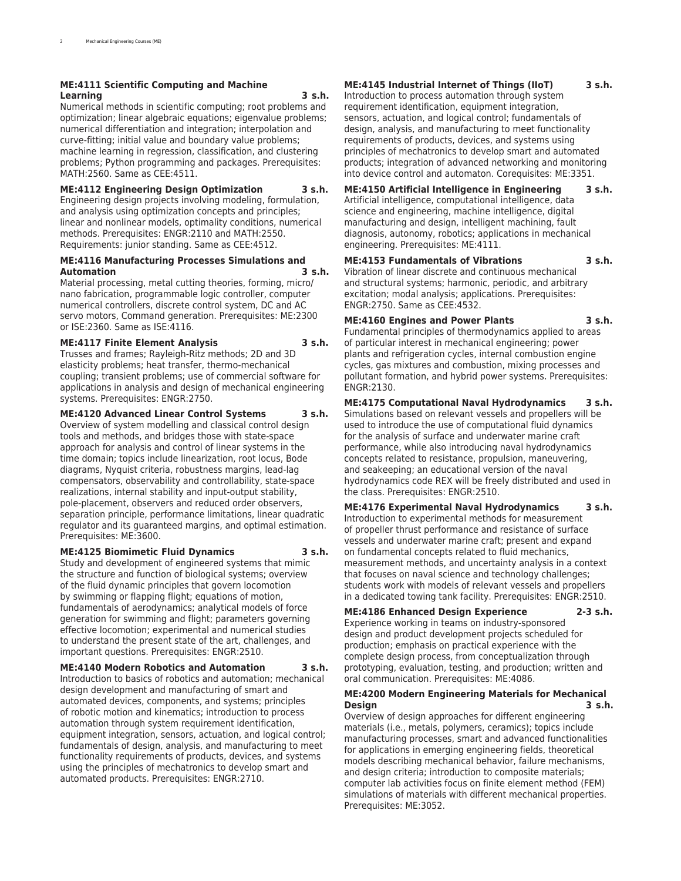**ME:4111 Scientific Computing and Machine Learning 3 s.h.**
Numerical methods in scientific computing; root problems and optimization; linear algebraic equations; eigenvalue problems; numerical differentiation and integration; interpolation and curve-fitting; initial value and boundary value problems; machine learning in regression, classification, and clustering problems; Python programming and packages. Prerequisites: MATH:2560. Same as CEE:4511.

**ME:4112 Engineering Design Optimization 3 s.h.**
Engineering design projects involving modeling, formulation, and analysis using optimization concepts and principles; linear and nonlinear models, optimality conditions, numerical methods. Prerequisites: ENGR:2110 and MATH:2550. Requirements: junior standing. Same as CEE:4512.

**ME:4116 Manufacturing Processes Simulations and Automation 3 s.h.**
Material processing, metal cutting theories, forming, micro/nano fabrication, programmable logic controller, computer numerical controllers, discrete control system, DC and AC servo motors, Command generation. Prerequisites: ME:2300 or ISE:2360. Same as ISE:4116.

**ME:4117 Finite Element Analysis 3 s.h.**
Trusses and frames; Rayleigh-Ritz methods; 2D and 3D elasticity problems; heat transfer, thermo-mechanical coupling; transient problems; use of commercial software for applications in analysis and design of mechanical engineering systems. Prerequisites: ENGR:2750.

**ME:4120 Advanced Linear Control Systems 3 s.h.**
Overview of system modelling and classical control design tools and methods, and bridges those with state-space approach for analysis and control of linear systems in the time domain; topics include linearization, root locus, Bode diagrams, Nyquist criteria, robustness margins, lead-lag compensators, observability and controllability, state-space realizations, internal stability and input-output stability, pole-placement, observers and reduced order observers, separation principle, performance limitations, linear quadratic regulator and its guaranteed margins, and optimal estimation. Prerequisites: ME:3600.

**ME:4125 Biomimetic Fluid Dynamics 3 s.h.**
Study and development of engineered systems that mimic the structure and function of biological systems; overview of the fluid dynamic principles that govern locomotion by swimming or flapping flight; equations of motion, fundamentals of aerodynamics; analytical models of force generation for swimming and flight; parameters governing effective locomotion; experimental and numerical studies to understand the present state of the art, challenges, and important questions. Prerequisites: ENGR:2510.

**ME:4140 Modern Robotics and Automation 3 s.h.**
Introduction to basics of robotics and automation; mechanical design development and manufacturing of smart and automated devices, components, and systems; principles of robotic motion and kinematics; introduction to process automation through system requirement identification, equipment integration, sensors, actuation, and logical control; fundamentals of design, analysis, and manufacturing to meet functionality requirements of products, devices, and systems using the principles of mechatronics to develop smart and automated products. Prerequisites: ENGR:2710.

**ME:4145 Industrial Internet of Things (IIoT) 3 s.h.**
Introduction to process automation through system requirement identification, equipment integration, sensors, actuation, and logical control; fundamentals of design, analysis, and manufacturing to meet functionality requirements of products, devices, and systems using principles of mechatronics to develop smart and automated products; integration of advanced networking and monitoring into device control and automaton. Corequisites: ME:3351.

**ME:4150 Artificial Intelligence in Engineering 3 s.h.**
Artificial intelligence, computational intelligence, data science and engineering, machine intelligence, digital manufacturing and design, intelligent machining, fault diagnosis, autonomy, robotics; applications in mechanical engineering. Prerequisites: ME:4111.

**ME:4153 Fundamentals of Vibrations 3 s.h.**
Vibration of linear discrete and continuous mechanical and structural systems; harmonic, periodic, and arbitrary excitation; modal analysis; applications. Prerequisites: ENGR:2750. Same as CEE:4532.

**ME:4160 Engines and Power Plants 3 s.h.**
Fundamental principles of thermodynamics applied to areas of particular interest in mechanical engineering; power plants and refrigeration cycles, internal combustion engine cycles, gas mixtures and combustion, mixing processes and pollutant formation, and hybrid power systems. Prerequisites: ENGR:2130.

**ME:4175 Computational Naval Hydrodynamics 3 s.h.**
Simulations based on relevant vessels and propellers will be used to introduce the use of computational fluid dynamics for the analysis of surface and underwater marine craft performance, while also introducing naval hydrodynamics concepts related to resistance, propulsion, maneuvering, and seakeeping; an educational version of the naval hydrodynamics code REX will be freely distributed and used in the class. Prerequisites: ENGR:2510.

**ME:4176 Experimental Naval Hydrodynamics 3 s.h.**
Introduction to experimental methods for measurement of propeller thrust performance and resistance of surface vessels and underwater marine craft; present and expand on fundamental concepts related to fluid mechanics, measurement methods, and uncertainty analysis in a context that focuses on naval science and technology challenges; students work with models of relevant vessels and propellers in a dedicated towing tank facility. Prerequisites: ENGR:2510.

**ME:4186 Enhanced Design Experience 2-3 s.h.**
Experience working in teams on industry-sponsored design and product development projects scheduled for production; emphasis on practical experience with the complete design process, from conceptualization through prototyping, evaluation, testing, and production; written and oral communication. Prerequisites: ME:4086.

**ME:4200 Modern Engineering Materials for Mechanical Design 3 s.h.**
Overview of design approaches for different engineering materials (i.e., metals, polymers, ceramics); topics include manufacturing processes, smart and advanced functionalities for applications in emerging engineering fields, theoretical models describing mechanical behavior, failure mechanisms, and design criteria; introduction to composite materials; computer lab activities focus on finite element method (FEM) simulations of materials with different mechanical properties. Prerequisites: ME:3052.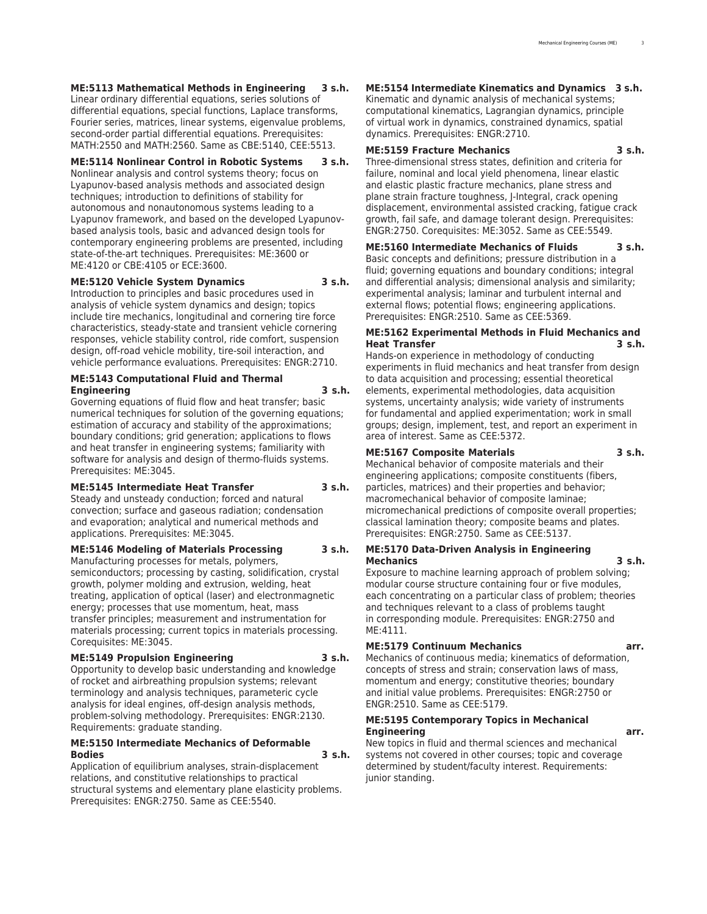**ME:5113 Mathematical Methods in Engineering 3 s.h.**
Linear ordinary differential equations, series solutions of differential equations, special functions, Laplace transforms, Fourier series, matrices, linear systems, eigenvalue problems, second-order partial differential equations. Prerequisites: MATH:2550 and MATH:2560. Same as CBE:5140, CEE:5513.

**ME:5114 Nonlinear Control in Robotic Systems 3 s.h.**
Nonlinear analysis and control systems theory; focus on Lyapunov-based analysis methods and associated design techniques; introduction to definitions of stability for autonomous and nonautonomous systems leading to a Lyapunov framework, and based on the developed Lyapunov-based analysis tools, basic and advanced design tools for contemporary engineering problems are presented, including state-of-the-art techniques. Prerequisites: ME:3600 or ME:4120 or CBE:4105 or ECE:3600.

**ME:5120 Vehicle System Dynamics 3 s.h.**
Introduction to principles and basic procedures used in analysis of vehicle system dynamics and design; topics include tire mechanics, longitudinal and cornering tire force characteristics, steady-state and transient vehicle cornering responses, vehicle stability control, ride comfort, suspension design, off-road vehicle mobility, tire-soil interaction, and vehicle performance evaluations. Prerequisites: ENGR:2710.

**ME:5143 Computational Fluid and Thermal Engineering 3 s.h.**
Governing equations of fluid flow and heat transfer; basic numerical techniques for solution of the governing equations; estimation of accuracy and stability of the approximations; boundary conditions; grid generation; applications to flows and heat transfer in engineering systems; familiarity with software for analysis and design of thermo-fluids systems. Prerequisites: ME:3045.

**ME:5145 Intermediate Heat Transfer 3 s.h.**
Steady and unsteady conduction; forced and natural convection; surface and gaseous radiation; condensation and evaporation; analytical and numerical methods and applications. Prerequisites: ME:3045.

**ME:5146 Modeling of Materials Processing 3 s.h.**
Manufacturing processes for metals, polymers, semiconductors; processing by casting, solidification, crystal growth, polymer molding and extrusion, welding, heat treating, application of optical (laser) and electronmagnetic energy; processes that use momentum, heat, mass transfer principles; measurement and instrumentation for materials processing; current topics in materials processing. Corequisites: ME:3045.

**ME:5149 Propulsion Engineering 3 s.h.**
Opportunity to develop basic understanding and knowledge of rocket and airbreathing propulsion systems; relevant terminology and analysis techniques, parameteric cycle analysis for ideal engines, off-design analysis methods, problem-solving methodology. Prerequisites: ENGR:2130. Requirements: graduate standing.

**ME:5150 Intermediate Mechanics of Deformable Bodies 3 s.h.**
Application of equilibrium analyses, strain-displacement relations, and constitutive relationships to practical structural systems and elementary plane elasticity problems. Prerequisites: ENGR:2750. Same as CEE:5540.

**ME:5154 Intermediate Kinematics and Dynamics 3 s.h.**
Kinematic and dynamic analysis of mechanical systems; computational kinematics, Lagrangian dynamics, principle of virtual work in dynamics, constrained dynamics, spatial dynamics. Prerequisites: ENGR:2710.

**ME:5159 Fracture Mechanics 3 s.h.**
Three-dimensional stress states, definition and criteria for failure, nominal and local yield phenomena, linear elastic and elastic plastic fracture mechanics, plane stress and plane strain fracture toughness, J-Integral, crack opening displacement, environmental assisted cracking, fatigue crack growth, fail safe, and damage tolerant design. Prerequisites: ENGR:2750. Corequisites: ME:3052. Same as CEE:5549.

**ME:5160 Intermediate Mechanics of Fluids 3 s.h.**
Basic concepts and definitions; pressure distribution in a fluid; governing equations and boundary conditions; integral and differential analysis; dimensional analysis and similarity; experimental analysis; laminar and turbulent internal and external flows; potential flows; engineering applications. Prerequisites: ENGR:2510. Same as CEE:5369.

**ME:5162 Experimental Methods in Fluid Mechanics and Heat Transfer 3 s.h.**
Hands-on experience in methodology of conducting experiments in fluid mechanics and heat transfer from design to data acquisition and processing; essential theoretical elements, experimental methodologies, data acquisition systems, uncertainty analysis; wide variety of instruments for fundamental and applied experimentation; work in small groups; design, implement, test, and report an experiment in area of interest. Same as CEE:5372.

**ME:5167 Composite Materials 3 s.h.**
Mechanical behavior of composite materials and their engineering applications; composite constituents (fibers, particles, matrices) and their properties and behavior; macromechanical behavior of composite laminae; micromechanical predictions of composite overall properties; classical lamination theory; composite beams and plates. Prerequisites: ENGR:2750. Same as CEE:5137.

**ME:5170 Data-Driven Analysis in Engineering Mechanics 3 s.h.**
Exposure to machine learning approach of problem solving; modular course structure containing four or five modules, each concentrating on a particular class of problem; theories and techniques relevant to a class of problems taught in corresponding module. Prerequisites: ENGR:2750 and ME:4111.

**ME:5179 Continuum Mechanics arr.**
Mechanics of continuous media; kinematics of deformation, concepts of stress and strain; conservation laws of mass, momentum and energy; constitutive theories; boundary and initial value problems. Prerequisites: ENGR:2750 or ENGR:2510. Same as CEE:5179.

**ME:5195 Contemporary Topics in Mechanical Engineering arr.**
New topics in fluid and thermal sciences and mechanical systems not covered in other courses; topic and coverage determined by student/faculty interest. Requirements: junior standing.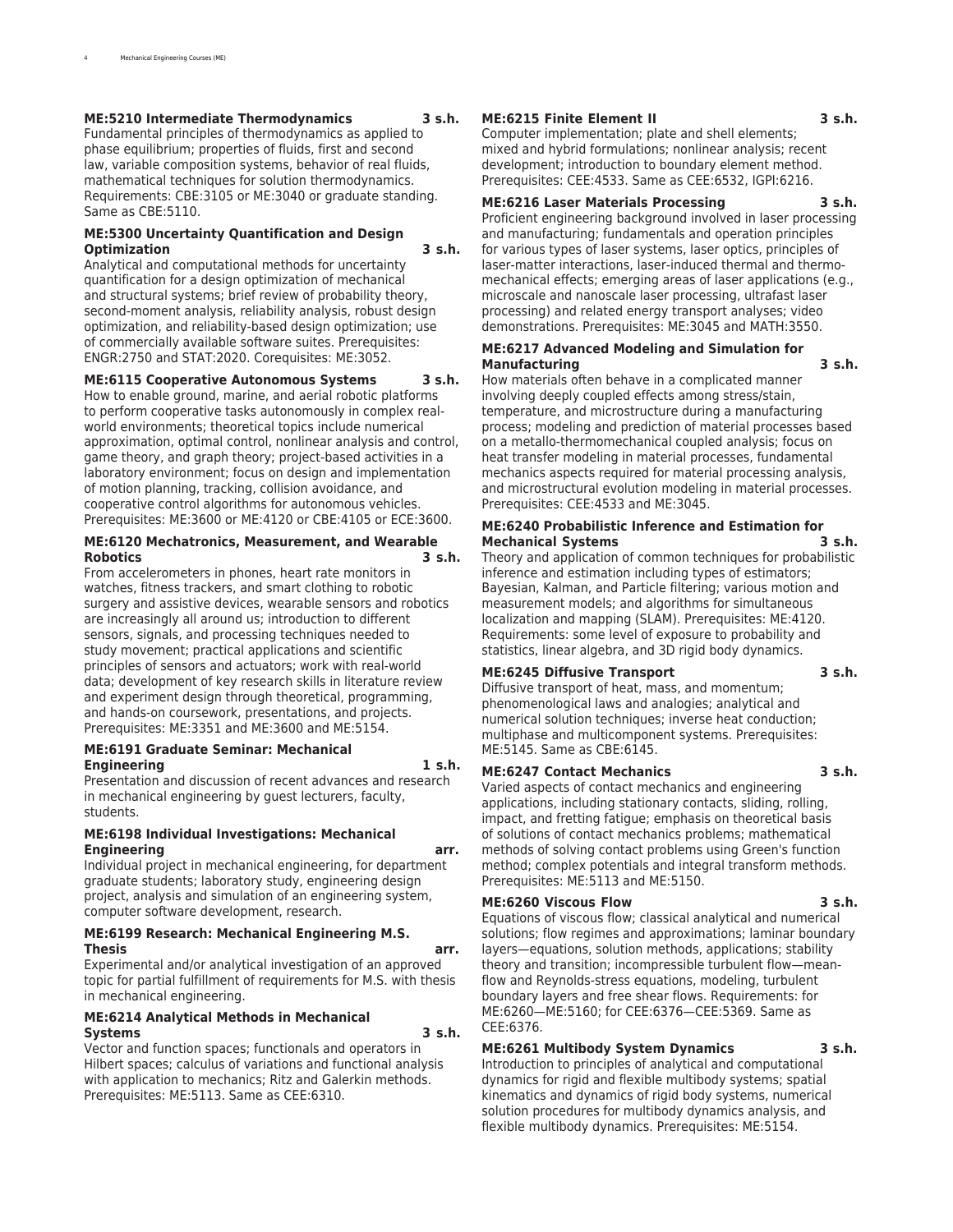**ME:5210 Intermediate Thermodynamics 3 s.h.**
Fundamental principles of thermodynamics as applied to phase equilibrium; properties of fluids, first and second law, variable composition systems, behavior of real fluids, mathematical techniques for solution thermodynamics. Requirements: CBE:3105 or ME:3040 or graduate standing. Same as CBE:5110.

**ME:5300 Uncertainty Quantification and Design Optimization 3 s.h.**
Analytical and computational methods for uncertainty quantification for a design optimization of mechanical and structural systems; brief review of probability theory, second-moment analysis, reliability analysis, robust design optimization, and reliability-based design optimization; use of commercially available software suites. Prerequisites: ENGR:2750 and STAT:2020. Corequisites: ME:3052.

**ME:6115 Cooperative Autonomous Systems 3 s.h.**
How to enable ground, marine, and aerial robotic platforms to perform cooperative tasks autonomously in complex real-world environments; theoretical topics include numerical approximation, optimal control, nonlinear analysis and control, game theory, and graph theory; project-based activities in a laboratory environment; focus on design and implementation of motion planning, tracking, collision avoidance, and cooperative control algorithms for autonomous vehicles. Prerequisites: ME:3600 or ME:4120 or CBE:4105 or ECE:3600.

**ME:6120 Mechatronics, Measurement, and Wearable Robotics 3 s.h.**
From accelerometers in phones, heart rate monitors in watches, fitness trackers, and smart clothing to robotic surgery and assistive devices, wearable sensors and robotics are increasingly all around us; introduction to different sensors, signals, and processing techniques needed to study movement; practical applications and scientific principles of sensors and actuators; work with real-world data; development of key research skills in literature review and experiment design through theoretical, programming, and hands-on coursework, presentations, and projects. Prerequisites: ME:3351 and ME:3600 and ME:5154.

**ME:6191 Graduate Seminar: Mechanical Engineering 1 s.h.**
Presentation and discussion of recent advances and research in mechanical engineering by guest lecturers, faculty, students.

**ME:6198 Individual Investigations: Mechanical Engineering arr.**
Individual project in mechanical engineering, for department graduate students; laboratory study, engineering design project, analysis and simulation of an engineering system, computer software development, research.

**ME:6199 Research: Mechanical Engineering M.S. Thesis arr.**
Experimental and/or analytical investigation of an approved topic for partial fulfillment of requirements for M.S. with thesis in mechanical engineering.

**ME:6214 Analytical Methods in Mechanical Systems 3 s.h.**
Vector and function spaces; functionals and operators in Hilbert spaces; calculus of variations and functional analysis with application to mechanics; Ritz and Galerkin methods. Prerequisites: ME:5113. Same as CEE:6310.

**ME:6215 Finite Element II 3 s.h.**
Computer implementation; plate and shell elements; mixed and hybrid formulations; nonlinear analysis; recent development; introduction to boundary element method. Prerequisites: CEE:4533. Same as CEE:6532, IGPI:6216.

**ME:6216 Laser Materials Processing 3 s.h.**
Proficient engineering background involved in laser processing and manufacturing; fundamentals and operation principles for various types of laser systems, laser optics, principles of laser-matter interactions, laser-induced thermal and thermo-mechanical effects; emerging areas of laser applications (e.g., microscale and nanoscale laser processing, ultrafast laser processing) and related energy transport analyses; video demonstrations. Prerequisites: ME:3045 and MATH:3550.

**ME:6217 Advanced Modeling and Simulation for Manufacturing 3 s.h.**
How materials often behave in a complicated manner involving deeply coupled effects among stress/stain, temperature, and microstructure during a manufacturing process; modeling and prediction of material processes based on a metallo-thermomechanical coupled analysis; focus on heat transfer modeling in material processes, fundamental mechanics aspects required for material processing analysis, and microstructural evolution modeling in material processes. Prerequisites: CEE:4533 and ME:3045.

**ME:6240 Probabilistic Inference and Estimation for Mechanical Systems 3 s.h.**
Theory and application of common techniques for probabilistic inference and estimation including types of estimators; Bayesian, Kalman, and Particle filtering; various motion and measurement models; and algorithms for simultaneous localization and mapping (SLAM). Prerequisites: ME:4120. Requirements: some level of exposure to probability and statistics, linear algebra, and 3D rigid body dynamics.

**ME:6245 Diffusive Transport 3 s.h.**
Diffusive transport of heat, mass, and momentum; phenomenological laws and analogies; analytical and numerical solution techniques; inverse heat conduction; multiphase and multicomponent systems. Prerequisites: ME:5145. Same as CBE:6145.

**ME:6247 Contact Mechanics 3 s.h.**
Varied aspects of contact mechanics and engineering applications, including stationary contacts, sliding, rolling, impact, and fretting fatigue; emphasis on theoretical basis of solutions of contact mechanics problems; mathematical methods of solving contact problems using Green's function method; complex potentials and integral transform methods. Prerequisites: ME:5113 and ME:5150.

**ME:6260 Viscous Flow 3 s.h.**
Equations of viscous flow; classical analytical and numerical solutions; flow regimes and approximations; laminar boundary layers—equations, solution methods, applications; stability theory and transition; incompressible turbulent flow—mean-flow and Reynolds-stress equations, modeling, turbulent boundary layers and free shear flows. Requirements: for ME:6260—ME:5160; for CEE:6376—CEE:5369. Same as CEE:6376.

**ME:6261 Multibody System Dynamics 3 s.h.**
Introduction to principles of analytical and computational dynamics for rigid and flexible multibody systems; spatial kinematics and dynamics of rigid body systems, numerical solution procedures for multibody dynamics analysis, and flexible multibody dynamics. Prerequisites: ME:5154.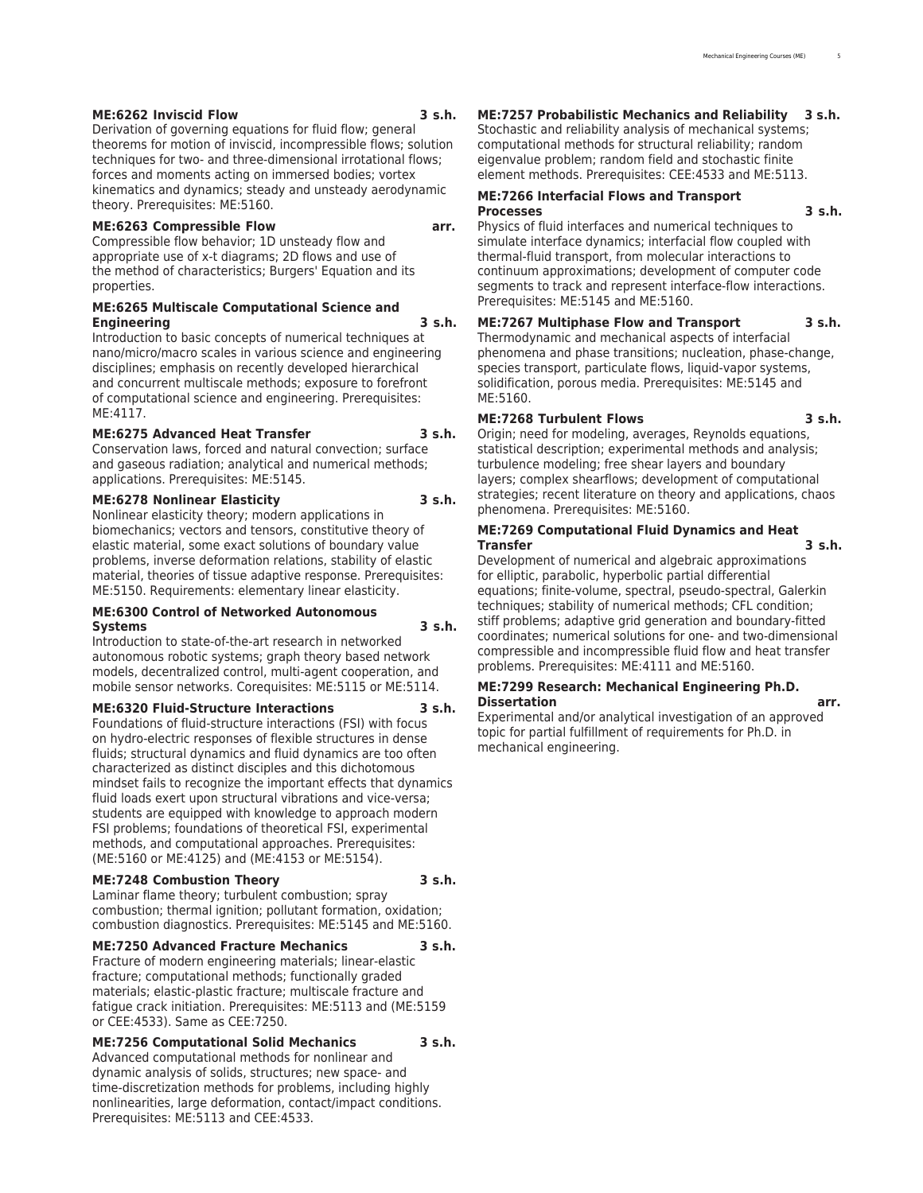**ME:6262 Inviscid Flow 3 s.h.**
Derivation of governing equations for fluid flow; general theorems for motion of inviscid, incompressible flows; solution techniques for two- and three-dimensional irrotational flows; forces and moments acting on immersed bodies; vortex kinematics and dynamics; steady and unsteady aerodynamic theory. Prerequisites: ME:5160.

**ME:6263 Compressible Flow arr.**
Compressible flow behavior; 1D unsteady flow and appropriate use of x-t diagrams; 2D flows and use of the method of characteristics; Burgers' Equation and its properties.

**ME:6265 Multiscale Computational Science and Engineering 3 s.h.**
Introduction to basic concepts of numerical techniques at nano/micro/macro scales in various science and engineering disciplines; emphasis on recently developed hierarchical and concurrent multiscale methods; exposure to forefront of computational science and engineering. Prerequisites: ME:4117.

**ME:6275 Advanced Heat Transfer 3 s.h.**
Conservation laws, forced and natural convection; surface and gaseous radiation; analytical and numerical methods; applications. Prerequisites: ME:5145.

**ME:6278 Nonlinear Elasticity 3 s.h.**
Nonlinear elasticity theory; modern applications in biomechanics; vectors and tensors, constitutive theory of elastic material, some exact solutions of boundary value problems, inverse deformation relations, stability of elastic material, theories of tissue adaptive response. Prerequisites: ME:5150. Requirements: elementary linear elasticity.

**ME:6300 Control of Networked Autonomous Systems 3 s.h.**
Introduction to state-of-the-art research in networked autonomous robotic systems; graph theory based network models, decentralized control, multi-agent cooperation, and mobile sensor networks. Corequisites: ME:5115 or ME:5114.

**ME:6320 Fluid-Structure Interactions 3 s.h.**
Foundations of fluid-structure interactions (FSI) with focus on hydro-electric responses of flexible structures in dense fluids; structural dynamics and fluid dynamics are too often characterized as distinct disciples and this dichotomous mindset fails to recognize the important effects that dynamics fluid loads exert upon structural vibrations and vice-versa; students are equipped with knowledge to approach modern FSI problems; foundations of theoretical FSI, experimental methods, and computational approaches. Prerequisites: (ME:5160 or ME:4125) and (ME:4153 or ME:5154).

**ME:7248 Combustion Theory 3 s.h.**
Laminar flame theory; turbulent combustion; spray combustion; thermal ignition; pollutant formation, oxidation; combustion diagnostics. Prerequisites: ME:5145 and ME:5160.

**ME:7250 Advanced Fracture Mechanics 3 s.h.**
Fracture of modern engineering materials; linear-elastic fracture; computational methods; functionally graded materials; elastic-plastic fracture; multiscale fracture and fatigue crack initiation. Prerequisites: ME:5113 and (ME:5159 or CEE:4533). Same as CEE:7250.

**ME:7256 Computational Solid Mechanics 3 s.h.**
Advanced computational methods for nonlinear and dynamic analysis of solids, structures; new space- and time-discretization methods for problems, including highly nonlinearities, large deformation, contact/impact conditions. Prerequisites: ME:5113 and CEE:4533.

**ME:7257 Probabilistic Mechanics and Reliability 3 s.h.**
Stochastic and reliability analysis of mechanical systems; computational methods for structural reliability; random eigenvalue problem; random field and stochastic finite element methods. Prerequisites: CEE:4533 and ME:5113.

**ME:7266 Interfacial Flows and Transport Processes 3 s.h.**
Physics of fluid interfaces and numerical techniques to simulate interface dynamics; interfacial flow coupled with thermal-fluid transport, from molecular interactions to continuum approximations; development of computer code segments to track and represent interface-flow interactions. Prerequisites: ME:5145 and ME:5160.

**ME:7267 Multiphase Flow and Transport 3 s.h.**
Thermodynamic and mechanical aspects of interfacial phenomena and phase transitions; nucleation, phase-change, species transport, particulate flows, liquid-vapor systems, solidification, porous media. Prerequisites: ME:5145 and ME:5160.

**ME:7268 Turbulent Flows 3 s.h.**
Origin; need for modeling, averages, Reynolds equations, statistical description; experimental methods and analysis; turbulence modeling; free shear layers and boundary layers; complex shearflows; development of computational strategies; recent literature on theory and applications, chaos phenomena. Prerequisites: ME:5160.

**ME:7269 Computational Fluid Dynamics and Heat Transfer 3 s.h.**
Development of numerical and algebraic approximations for elliptic, parabolic, hyperbolic partial differential equations; finite-volume, spectral, pseudo-spectral, Galerkin techniques; stability of numerical methods; CFL condition; stiff problems; adaptive grid generation and boundary-fitted coordinates; numerical solutions for one- and two-dimensional compressible and incompressible fluid flow and heat transfer problems. Prerequisites: ME:4111 and ME:5160.

**ME:7299 Research: Mechanical Engineering Ph.D. Dissertation arr.**
Experimental and/or analytical investigation of an approved topic for partial fulfillment of requirements for Ph.D. in mechanical engineering.